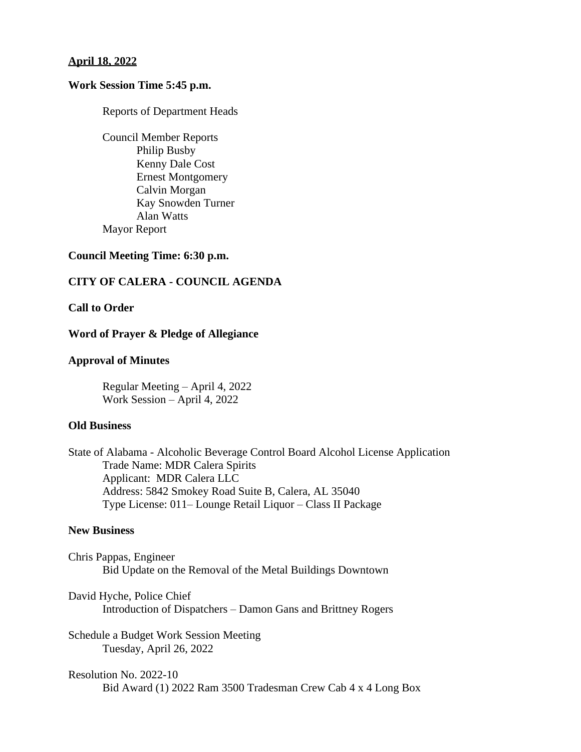**April 18, 2022**

**Work Session Time 5:45 p.m.**

Reports of Department Heads

Council Member Reports
- Philip Busby
- Kenny Dale Cost
- Ernest Montgomery
- Calvin Morgan
- Kay Snowden Turner
- Alan Watts

Mayor Report

**Council Meeting Time: 6:30 p.m.**

**CITY OF CALERA - COUNCIL AGENDA**

**Call to Order**

**Word of Prayer & Pledge of Allegiance**

**Approval of Minutes**

Regular Meeting – April 4, 2022
Work Session – April 4, 2022

**Old Business**

State of Alabama - Alcoholic Beverage Control Board Alcohol License Application
Trade Name: MDR Calera Spirits
Applicant: MDR Calera LLC
Address: 5842 Smokey Road Suite B, Calera, AL 35040
Type License: 011– Lounge Retail Liquor – Class II Package

**New Business**

Chris Pappas, Engineer
Bid Update on the Removal of the Metal Buildings Downtown

David Hyche, Police Chief
Introduction of Dispatchers – Damon Gans and Brittney Rogers

Schedule a Budget Work Session Meeting
Tuesday, April 26, 2022

Resolution No. 2022-10
Bid Award (1) 2022 Ram 3500 Tradesman Crew Cab 4 x 4 Long Box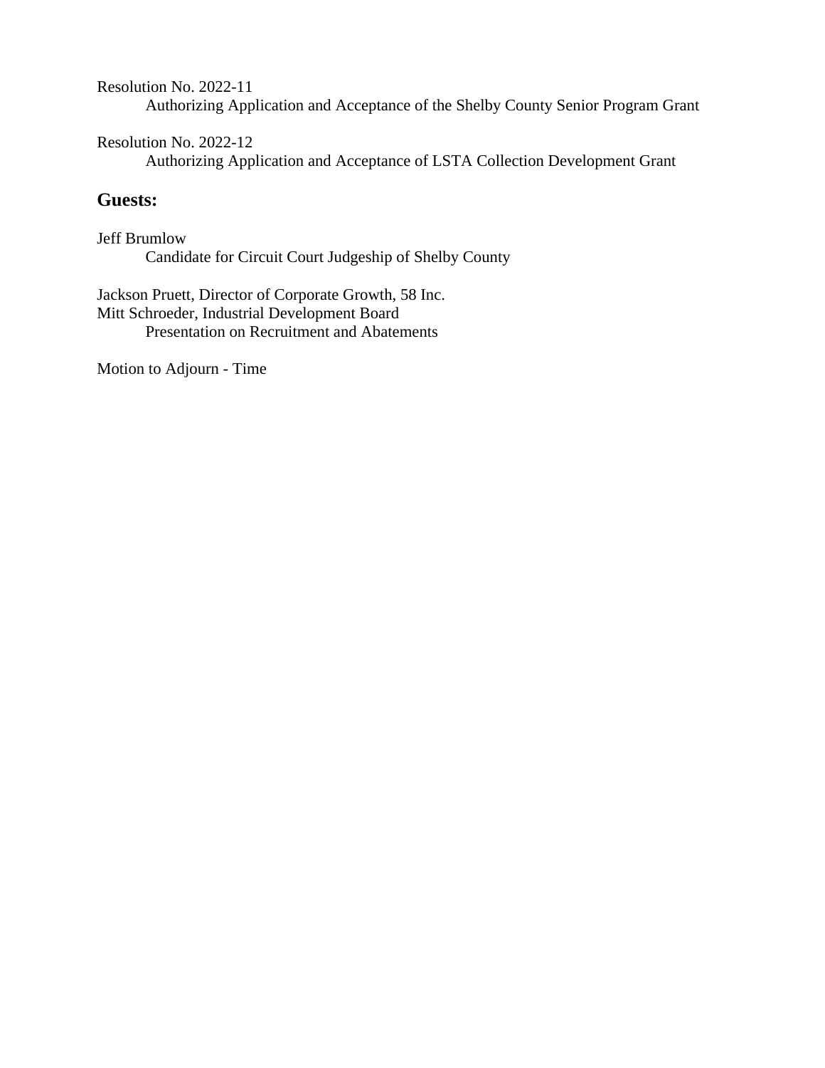Resolution No. 2022-11

Authorizing Application and Acceptance of the Shelby County Senior Program Grant

Resolution No. 2022-12

Authorizing Application and Acceptance of LSTA Collection Development Grant

## Guests:

Jeff Brumlow

Candidate for Circuit Court Judgeship of Shelby County

Jackson Pruett, Director of Corporate Growth, 58 Inc.
Mitt Schroeder, Industrial Development Board

Presentation on Recruitment and Abatements

Motion to Adjourn - Time